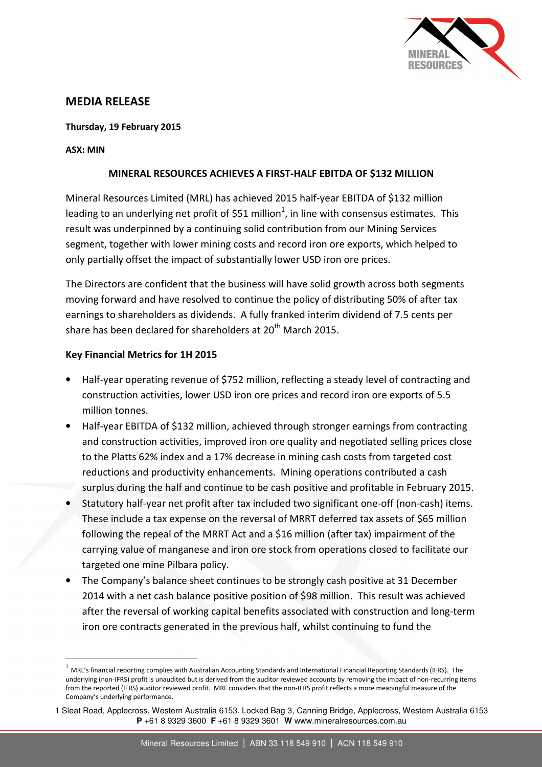## MEDIA RELEASE

**Thursday, 19 February 2015**

**ASX: MIN**

**MINERAL RESOURCES ACHIEVES A FIRST-HALF EBITDA OF $132 MILLION**

Mineral Resources Limited (MRL) has achieved 2015 half-year EBITDA of $132 million leading to an underlying net profit of $51 million[1], in line with consensus estimates. This result was underpinned by a continuing solid contribution from our Mining Services segment, together with lower mining costs and record iron ore exports, which helped to only partially offset the impact of substantially lower USD iron ore prices.

The Directors are confident that the business will have solid growth across both segments moving forward and have resolved to continue the policy of distributing 50% of after tax earnings to shareholders as dividends. A fully franked interim dividend of 7.5 cents per share has been declared for shareholders at 20th March 2015.

**Key Financial Metrics for 1H 2015**

- Half-year operating revenue of $752 million, reflecting a steady level of contracting and construction activities, lower USD iron ore prices and record iron ore exports of 5.5 million tonnes.
- Half-year EBITDA of $132 million, achieved through stronger earnings from contracting and construction activities, improved iron ore quality and negotiated selling prices close to the Platts 62% index and a 17% decrease in mining cash costs from targeted cost reductions and productivity enhancements. Mining operations contributed a cash surplus during the half and continue to be cash positive and profitable in February 2015.
- Statutory half-year net profit after tax included two significant one-off (non-cash) items. These include a tax expense on the reversal of MRRT deferred tax assets of $65 million following the repeal of the MRRT Act and a $16 million (after tax) impairment of the carrying value of manganese and iron ore stock from operations closed to facilitate our targeted one mine Pilbara policy.
- The Company's balance sheet continues to be strongly cash positive at 31 December 2014 with a net cash balance positive position of $98 million. This result was achieved after the reversal of working capital benefits associated with construction and long-term iron ore contracts generated in the previous half, whilst continuing to fund the

[1] MRL's financial reporting complies with Australian Accounting Standards and International Financial Reporting Standards (IFRS). The underlying (non-IFRS) profit is unaudited but is derived from the auditor reviewed accounts by removing the impact of non-recurring items from the reported (IFRS) auditor reviewed profit. MRL considers that the non-IFRS profit reflects a more meaningful measure of the Company's underlying performance.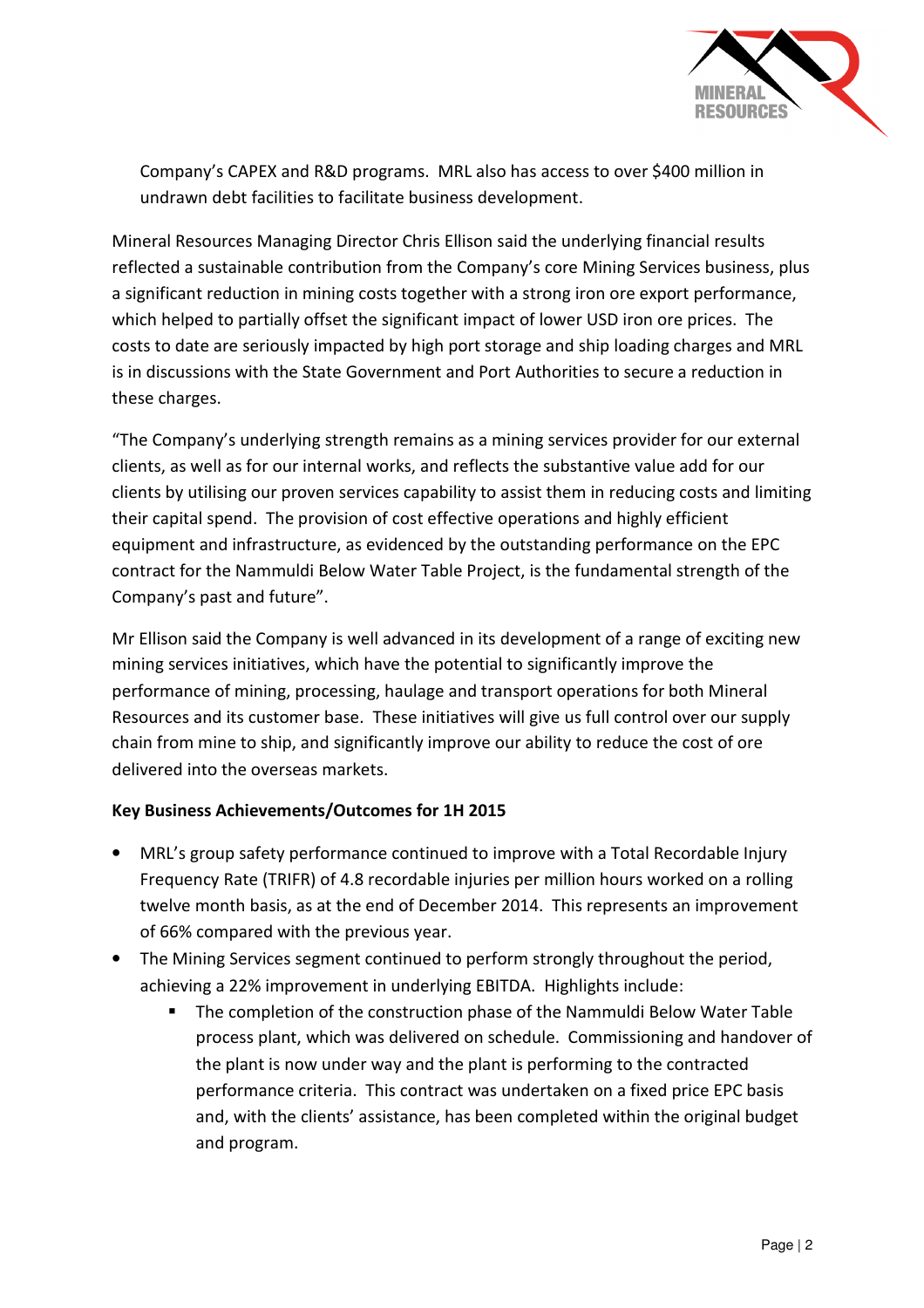Company's CAPEX and R&D programs. MRL also has access to over $400 million in undrawn debt facilities to facilitate business development.

Mineral Resources Managing Director Chris Ellison said the underlying financial results reflected a sustainable contribution from the Company's core Mining Services business, plus a significant reduction in mining costs together with a strong iron ore export performance, which helped to partially offset the significant impact of lower USD iron ore prices. The costs to date are seriously impacted by high port storage and ship loading charges and MRL is in discussions with the State Government and Port Authorities to secure a reduction in these charges.

"The Company's underlying strength remains as a mining services provider for our external clients, as well as for our internal works, and reflects the substantive value add for our clients by utilising our proven services capability to assist them in reducing costs and limiting their capital spend. The provision of cost effective operations and highly efficient equipment and infrastructure, as evidenced by the outstanding performance on the EPC contract for the Nammuldi Below Water Table Project, is the fundamental strength of the Company's past and future".

Mr Ellison said the Company is well advanced in its development of a range of exciting new mining services initiatives, which have the potential to significantly improve the performance of mining, processing, haulage and transport operations for both Mineral Resources and its customer base. These initiatives will give us full control over our supply chain from mine to ship, and significantly improve our ability to reduce the cost of ore delivered into the overseas markets.

**Key Business Achievements/Outcomes for 1H 2015**

- MRL's group safety performance continued to improve with a Total Recordable Injury Frequency Rate (TRIFR) of 4.8 recordable injuries per million hours worked on a rolling twelve month basis, as at the end of December 2014. This represents an improvement of 66% compared with the previous year.
- The Mining Services segment continued to perform strongly throughout the period, achieving a 22% improvement in underlying EBITDA. Highlights include:
  - The completion of the construction phase of the Nammuldi Below Water Table process plant, which was delivered on schedule. Commissioning and handover of the plant is now under way and the plant is performing to the contracted performance criteria. This contract was undertaken on a fixed price EPC basis and, with the clients' assistance, has been completed within the original budget and program.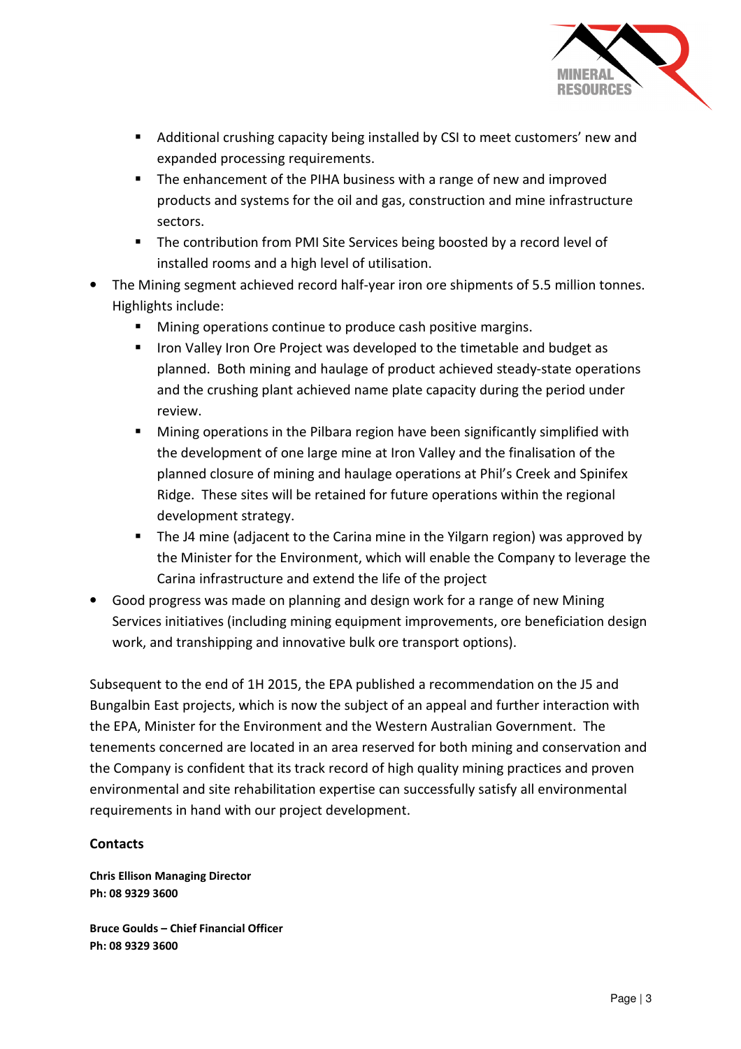- Additional crushing capacity being installed by CSI to meet customers' new and expanded processing requirements.
  - The enhancement of the PIHA business with a range of new and improved products and systems for the oil and gas, construction and mine infrastructure sectors.
  - The contribution from PMI Site Services being boosted by a record level of installed rooms and a high level of utilisation.
- The Mining segment achieved record half-year iron ore shipments of 5.5 million tonnes. Highlights include:
  - Mining operations continue to produce cash positive margins.
  - Iron Valley Iron Ore Project was developed to the timetable and budget as planned. Both mining and haulage of product achieved steady-state operations and the crushing plant achieved name plate capacity during the period under review.
  - Mining operations in the Pilbara region have been significantly simplified with the development of one large mine at Iron Valley and the finalisation of the planned closure of mining and haulage operations at Phil's Creek and Spinifex Ridge. These sites will be retained for future operations within the regional development strategy.
  - The J4 mine (adjacent to the Carina mine in the Yilgarn region) was approved by the Minister for the Environment, which will enable the Company to leverage the Carina infrastructure and extend the life of the project
- Good progress was made on planning and design work for a range of new Mining Services initiatives (including mining equipment improvements, ore beneficiation design work, and transhipping and innovative bulk ore transport options).

Subsequent to the end of 1H 2015, the EPA published a recommendation on the J5 and Bungalbin East projects, which is now the subject of an appeal and further interaction with the EPA, Minister for the Environment and the Western Australian Government. The tenements concerned are located in an area reserved for both mining and conservation and the Company is confident that its track record of high quality mining practices and proven environmental and site rehabilitation expertise can successfully satisfy all environmental requirements in hand with our project development.

**Contacts**

**Chris Ellison Managing Director**
**Ph: 08 9329 3600**

**Bruce Goulds – Chief Financial Officer**
**Ph: 08 9329 3600**